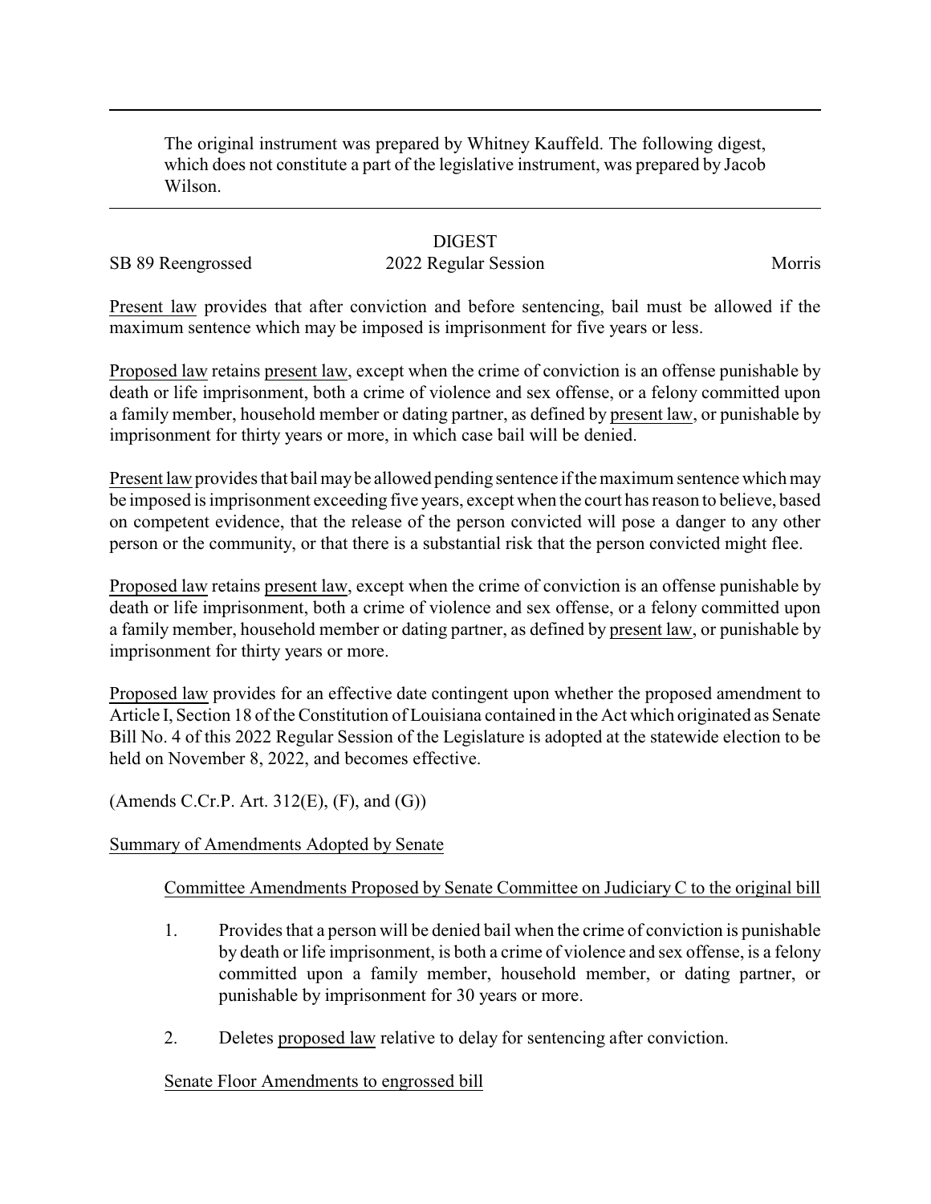The original instrument was prepared by Whitney Kauffeld. The following digest, which does not constitute a part of the legislative instrument, was prepared by Jacob Wilson.

---

# DIGEST

SB 89 Reengrossed 2022 Regular Session Morris

Present law provides that after conviction and before sentencing, bail must be allowed if the maximum sentence which may be imposed is imprisonment for five years or less.

Proposed law retains present law, except when the crime of conviction is an offense punishable by death or life imprisonment, both a crime of violence and sex offense, or a felony committed upon a family member, household member or dating partner, as defined by present law, or punishable by imprisonment for thirty years or more, in which case bail will be denied.

Present law provides that bail may be allowed pending sentence if the maximum sentence which may be imposed is imprisonment exceeding five years, except when the court has reason to believe, based on competent evidence, that the release of the person convicted will pose a danger to any other person or the community, or that there is a substantial risk that the person convicted might flee.

Proposed law retains present law, except when the crime of conviction is an offense punishable by death or life imprisonment, both a crime of violence and sex offense, or a felony committed upon a family member, household member or dating partner, as defined by present law, or punishable by imprisonment for thirty years or more.

Proposed law provides for an effective date contingent upon whether the proposed amendment to Article I, Section 18 of the Constitution of Louisiana contained in the Act which originated as Senate Bill No. 4 of this 2022 Regular Session of the Legislature is adopted at the statewide election to be held on November 8, 2022, and becomes effective.

(Amends C.Cr.P. Art. 312(E), (F), and (G))

Summary of Amendments Adopted by Senate

Committee Amendments Proposed by Senate Committee on Judiciary C to the original bill

1. Provides that a person will be denied bail when the crime of conviction is punishable by death or life imprisonment, is both a crime of violence and sex offense, is a felony committed upon a family member, household member, or dating partner, or punishable by imprisonment for 30 years or more.
2. Deletes proposed law relative to delay for sentencing after conviction.

Senate Floor Amendments to engrossed bill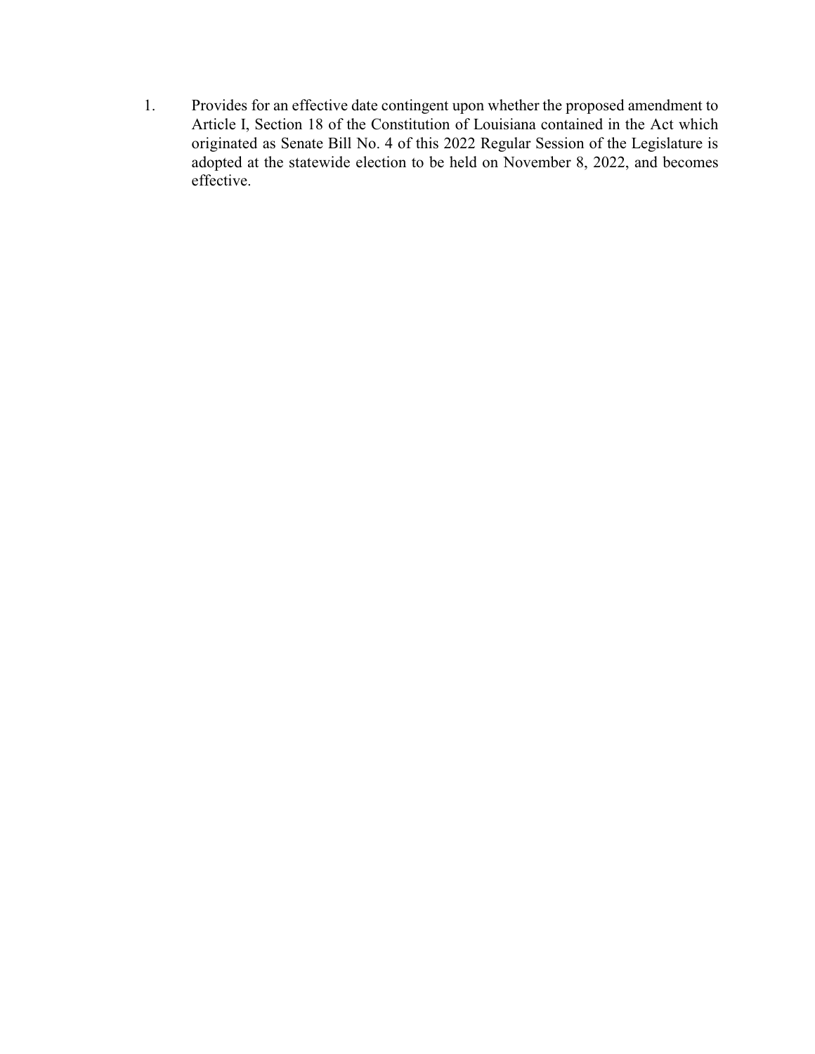1. Provides for an effective date contingent upon whether the proposed amendment to Article I, Section 18 of the Constitution of Louisiana contained in the Act which originated as Senate Bill No. 4 of this 2022 Regular Session of the Legislature is adopted at the statewide election to be held on November 8, 2022, and becomes effective.